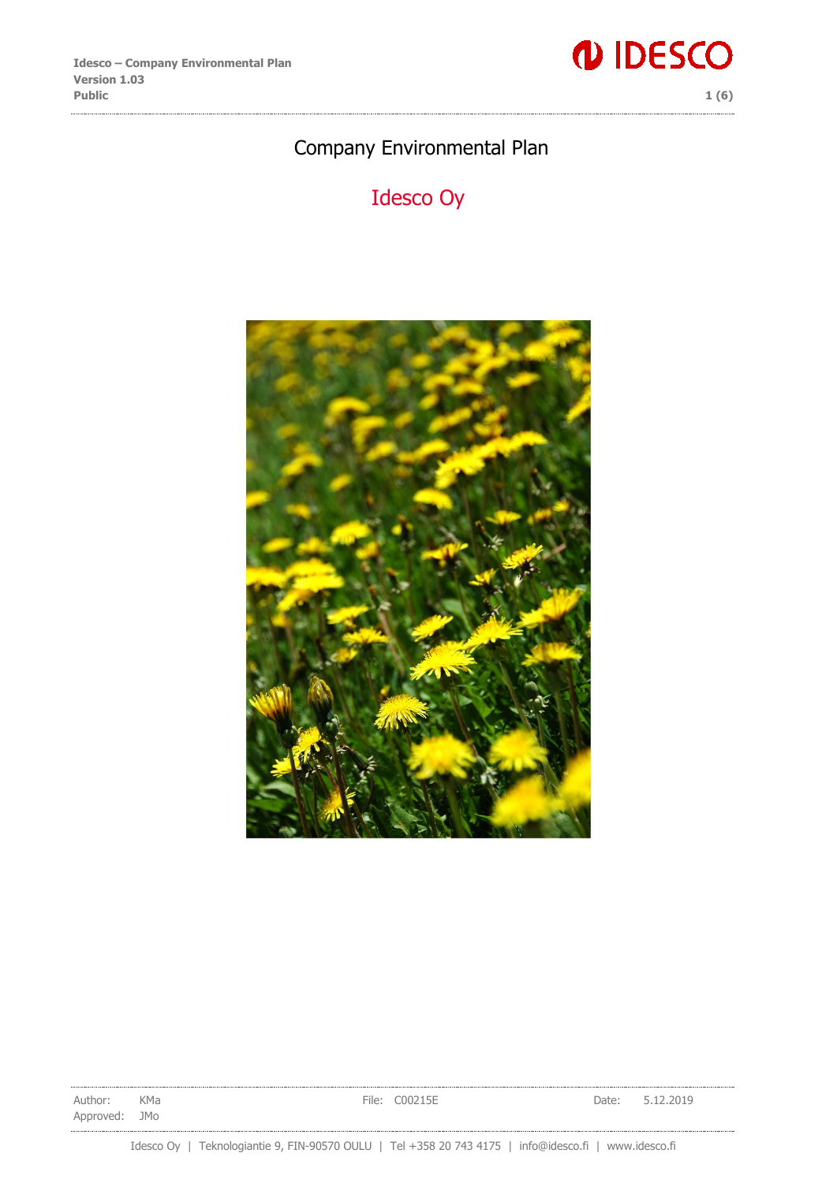# Company Environmental Plan

## Idesco Oy

Author: KMa
Approved: JMo

File: C00215E

Date: 5.12.2019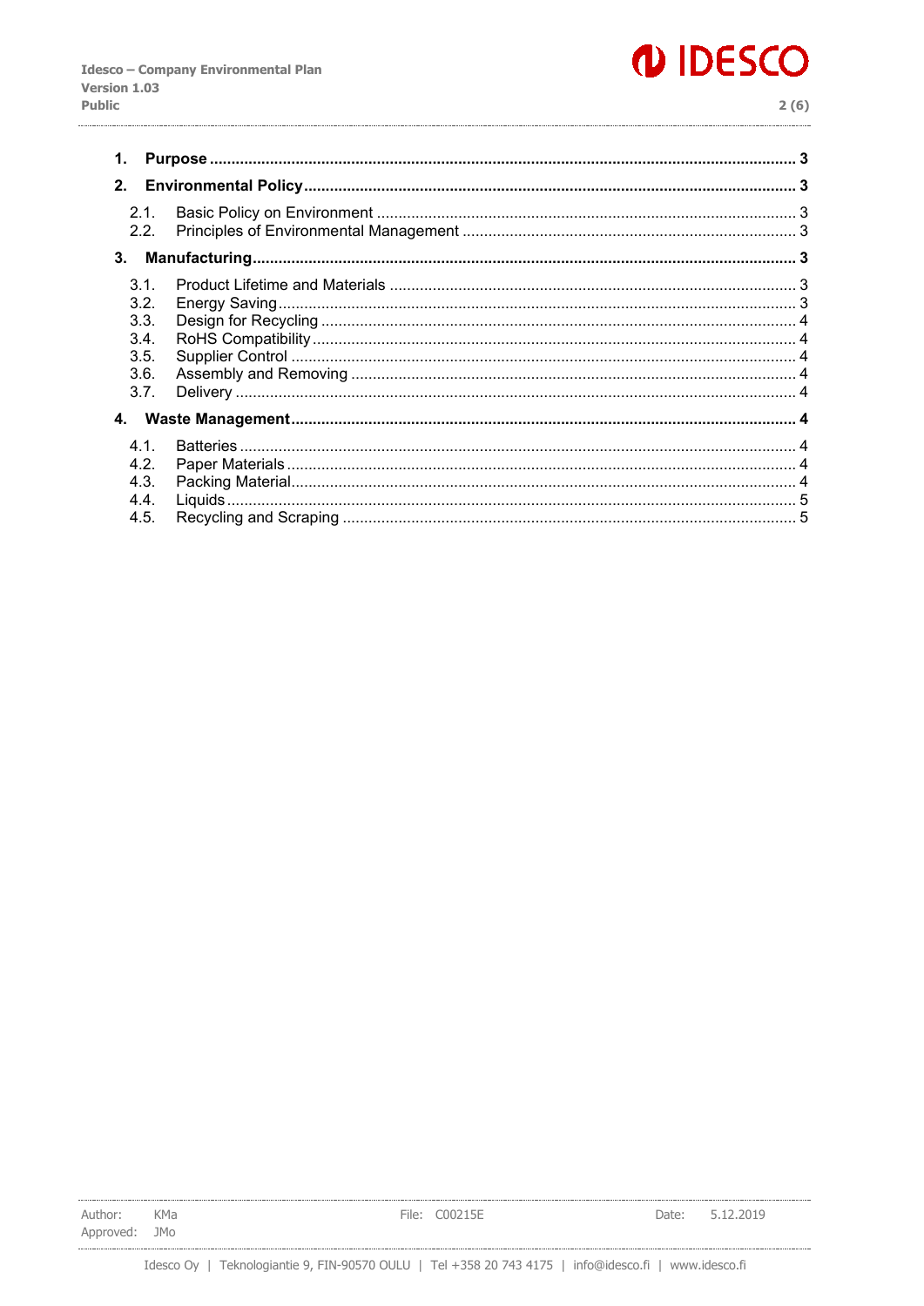1. **Purpose** ... 3
2. **Environmental Policy** ... 3
   - 2.1. Basic Policy on Environment ... 3
   - 2.2. Principles of Environmental Management ... 3
3. **Manufacturing** ... 3
   - 3.1. Product Lifetime and Materials ... 3
   - 3.2. Energy Saving ... 3
   - 3.3. Design for Recycling ... 4
   - 3.4. RoHS Compatibility ... 4
   - 3.5. Supplier Control ... 4
   - 3.6. Assembly and Removing ... 4
   - 3.7. Delivery ... 4
4. **Waste Management** ... 4
   - 4.1. Batteries ... 4
   - 4.2. Paper Materials ... 4
   - 4.3. Packing Material ... 4
   - 4.4. Liquids ... 5
   - 4.5. Recycling and Scraping ... 5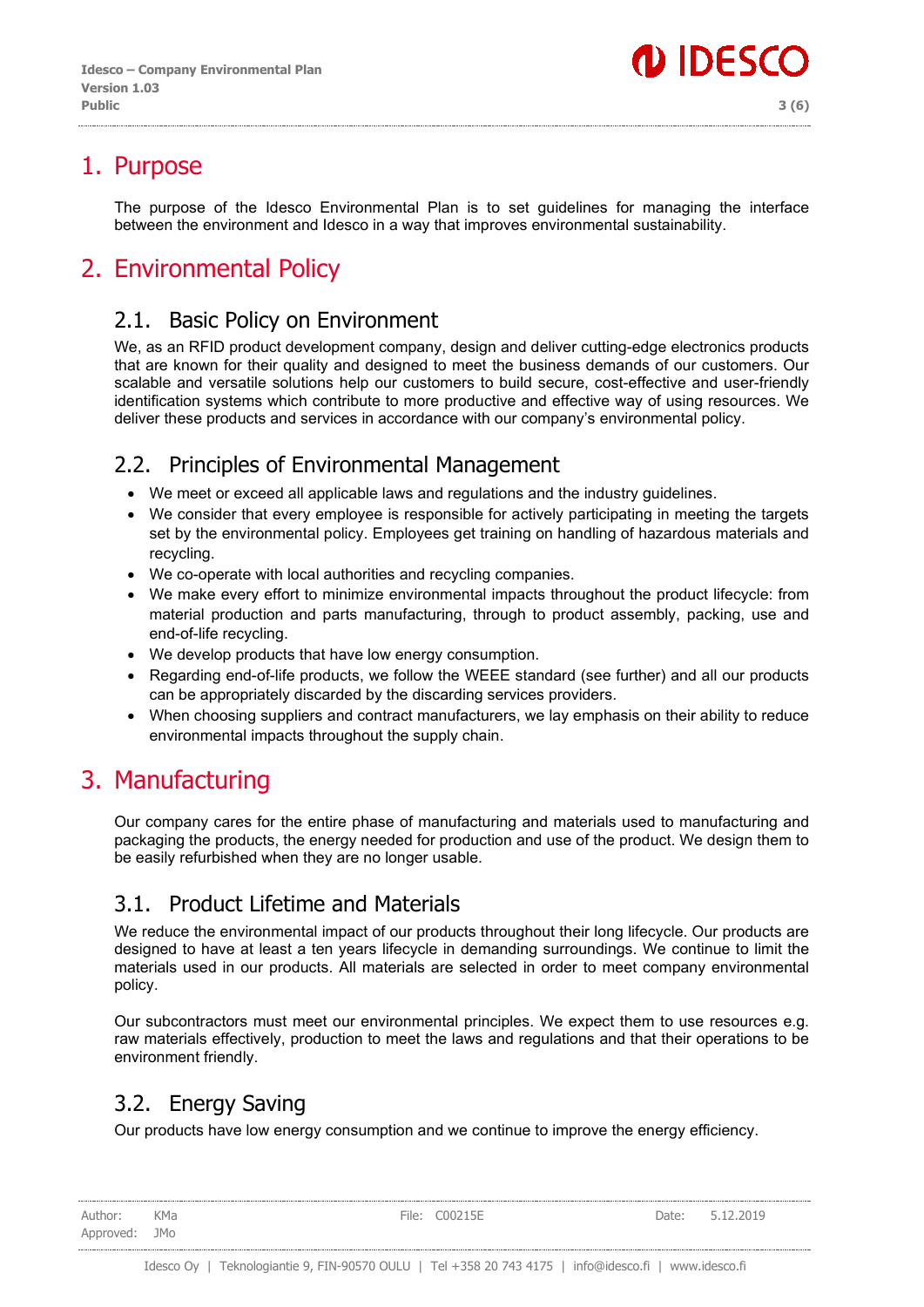# 1. Purpose

The purpose of the Idesco Environmental Plan is to set guidelines for managing the interface between the environment and Idesco in a way that improves environmental sustainability.

# 2. Environmental Policy

## 2.1. Basic Policy on Environment

We, as an RFID product development company, design and deliver cutting-edge electronics products that are known for their quality and designed to meet the business demands of our customers. Our scalable and versatile solutions help our customers to build secure, cost-effective and user-friendly identification systems which contribute to more productive and effective way of using resources. We deliver these products and services in accordance with our company's environmental policy.

## 2.2. Principles of Environmental Management

- We meet or exceed all applicable laws and regulations and the industry guidelines.
- We consider that every employee is responsible for actively participating in meeting the targets set by the environmental policy. Employees get training on handling of hazardous materials and recycling.
- We co-operate with local authorities and recycling companies.
- We make every effort to minimize environmental impacts throughout the product lifecycle: from material production and parts manufacturing, through to product assembly, packing, use and end-of-life recycling.
- We develop products that have low energy consumption.
- Regarding end-of-life products, we follow the WEEE standard (see further) and all our products can be appropriately discarded by the discarding services providers.
- When choosing suppliers and contract manufacturers, we lay emphasis on their ability to reduce environmental impacts throughout the supply chain.

# 3. Manufacturing

Our company cares for the entire phase of manufacturing and materials used to manufacturing and packaging the products, the energy needed for production and use of the product. We design them to be easily refurbished when they are no longer usable.

## 3.1. Product Lifetime and Materials

We reduce the environmental impact of our products throughout their long lifecycle. Our products are designed to have at least a ten years lifecycle in demanding surroundings. We continue to limit the materials used in our products. All materials are selected in order to meet company environmental policy.

Our subcontractors must meet our environmental principles. We expect them to use resources e.g. raw materials effectively, production to meet the laws and regulations and that their operations to be environment friendly.

## 3.2. Energy Saving

Our products have low energy consumption and we continue to improve the energy efficiency.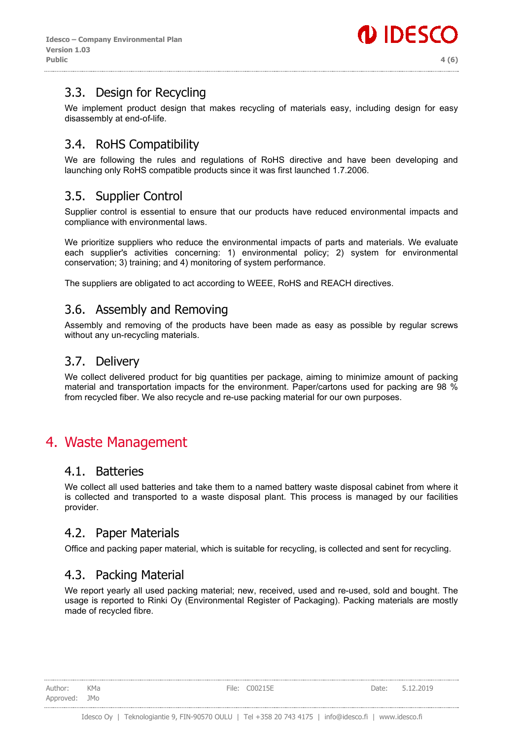### 3.3. Design for Recycling

We implement product design that makes recycling of materials easy, including design for easy disassembly at end-of-life.

### 3.4. RoHS Compatibility

We are following the rules and regulations of RoHS directive and have been developing and launching only RoHS compatible products since it was first launched 1.7.2006.

### 3.5. Supplier Control

Supplier control is essential to ensure that our products have reduced environmental impacts and compliance with environmental laws.

We prioritize suppliers who reduce the environmental impacts of parts and materials. We evaluate each supplier's activities concerning: 1) environmental policy; 2) system for environmental conservation; 3) training; and 4) monitoring of system performance.

The suppliers are obligated to act according to WEEE, RoHS and REACH directives.

### 3.6. Assembly and Removing

Assembly and removing of the products have been made as easy as possible by regular screws without any un-recycling materials.

### 3.7. Delivery

We collect delivered product for big quantities per package, aiming to minimize amount of packing material and transportation impacts for the environment. Paper/cartons used for packing are 98 % from recycled fiber. We also recycle and re-use packing material for our own purposes.

## 4. Waste Management

### 4.1. Batteries

We collect all used batteries and take them to a named battery waste disposal cabinet from where it is collected and transported to a waste disposal plant. This process is managed by our facilities provider.

### 4.2. Paper Materials

Office and packing paper material, which is suitable for recycling, is collected and sent for recycling.

### 4.3. Packing Material

We report yearly all used packing material; new, received, used and re-used, sold and bought. The usage is reported to Rinki Oy (Environmental Register of Packaging). Packing materials are mostly made of recycled fibre.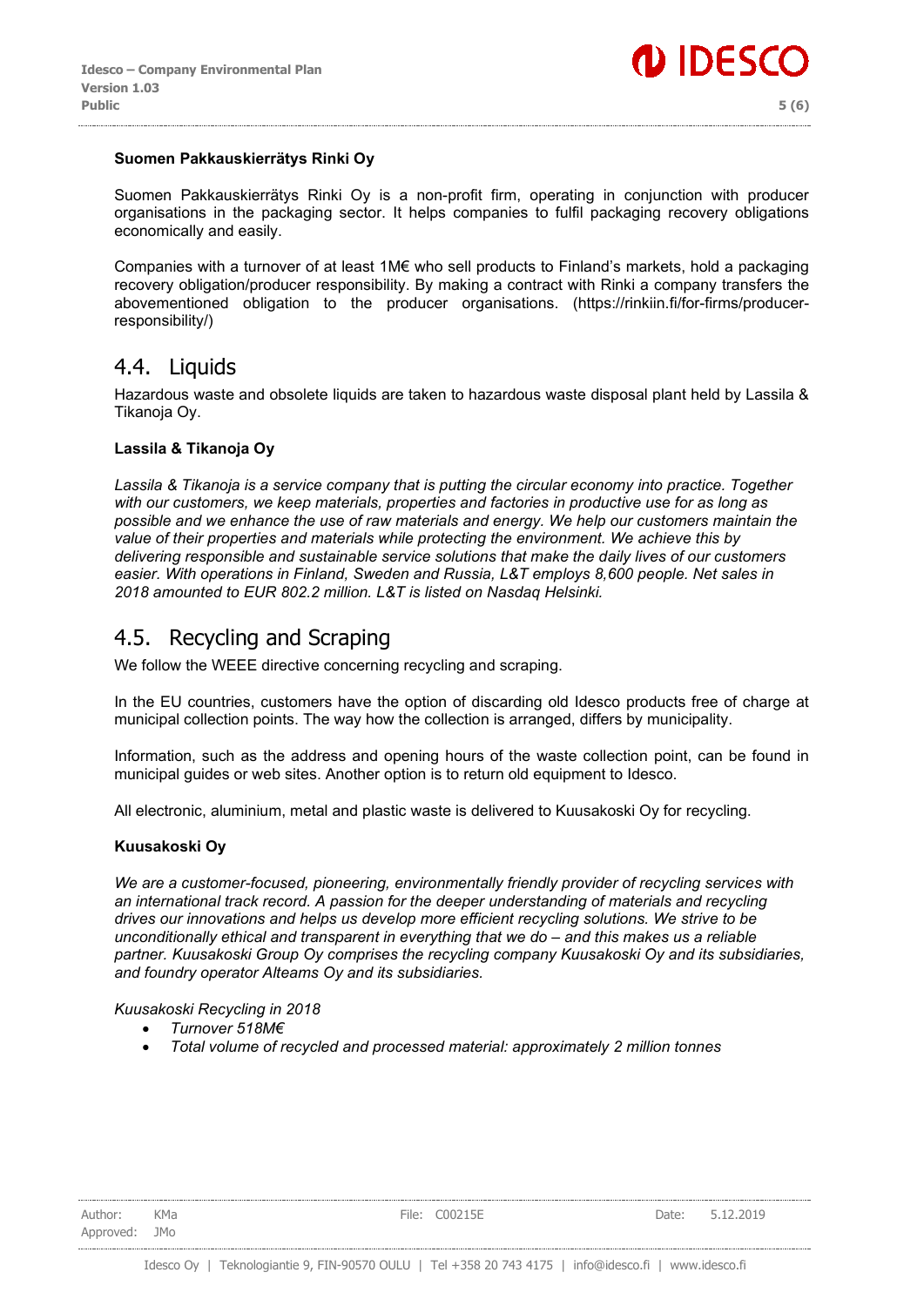**Suomen Pakkauskierrätys Rinki Oy**

Suomen Pakkauskierrätys Rinki Oy is a non-profit firm, operating in conjunction with producer organisations in the packaging sector. It helps companies to fulfil packaging recovery obligations economically and easily.

Companies with a turnover of at least 1M€ who sell products to Finland's markets, hold a packaging recovery obligation/producer responsibility. By making a contract with Rinki a company transfers the abovementioned obligation to the producer organisations. (https://rinkiin.fi/for-firms/producer-responsibility/)

## 4.4. Liquids

Hazardous waste and obsolete liquids are taken to hazardous waste disposal plant held by Lassila & Tikanoja Oy.

**Lassila & Tikanoja Oy**

*Lassila & Tikanoja is a service company that is putting the circular economy into practice. Together with our customers, we keep materials, properties and factories in productive use for as long as possible and we enhance the use of raw materials and energy. We help our customers maintain the value of their properties and materials while protecting the environment. We achieve this by delivering responsible and sustainable service solutions that make the daily lives of our customers easier. With operations in Finland, Sweden and Russia, L&T employs 8,600 people. Net sales in 2018 amounted to EUR 802.2 million. L&T is listed on Nasdaq Helsinki.*

## 4.5. Recycling and Scraping

We follow the WEEE directive concerning recycling and scraping.

In the EU countries, customers have the option of discarding old Idesco products free of charge at municipal collection points. The way how the collection is arranged, differs by municipality.

Information, such as the address and opening hours of the waste collection point, can be found in municipal guides or web sites. Another option is to return old equipment to Idesco.

All electronic, aluminium, metal and plastic waste is delivered to Kuusakoski Oy for recycling.

**Kuusakoski Oy**

*We are a customer-focused, pioneering, environmentally friendly provider of recycling services with an international track record. A passion for the deeper understanding of materials and recycling drives our innovations and helps us develop more efficient recycling solutions. We strive to be unconditionally ethical and transparent in everything that we do – and this makes us a reliable partner. Kuusakoski Group Oy comprises the recycling company Kuusakoski Oy and its subsidiaries, and foundry operator Alteams Oy and its subsidiaries.*

*Kuusakoski Recycling in 2018*

- *Turnover 518M€*
- *Total volume of recycled and processed material: approximately 2 million tonnes*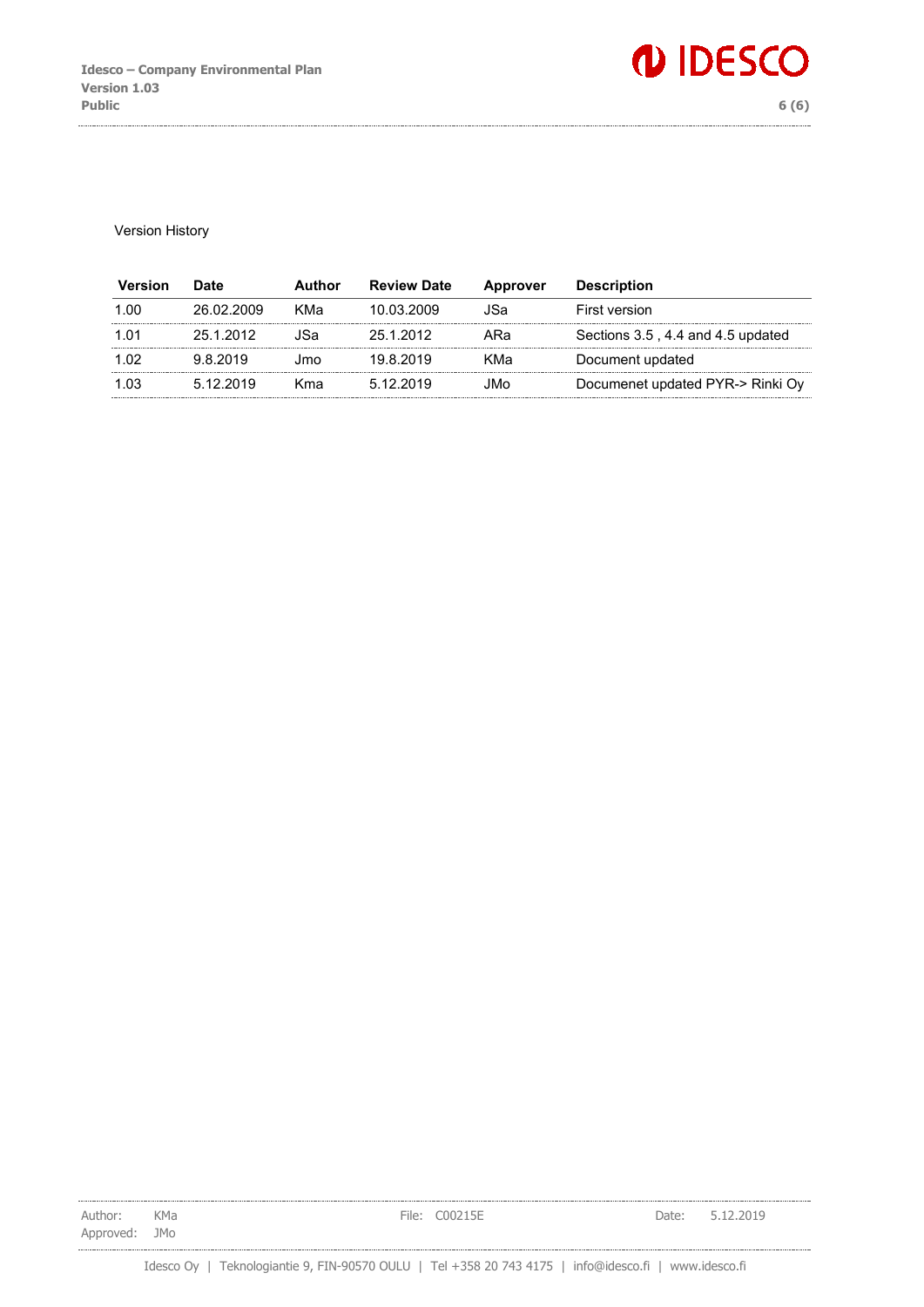Version History

| Version | Date | Author | Review Date | Approver | Description |
|---|---|---|---|---|---|
| 1.00 | 26.02.2009 | KMa | 10.03.2009 | JSa | First version |
| 1.01 | 25.1.2012 | JSa | 25.1.2012 | ARa | Sections 3.5 , 4.4 and 4.5 updated |
| 1.02 | 9.8.2019 | Jmo | 19.8.2019 | KMa | Document updated |
| 1.03 | 5.12.2019 | Kma | 5.12.2019 | JMo | Documenet updated PYR-> Rinki Oy |